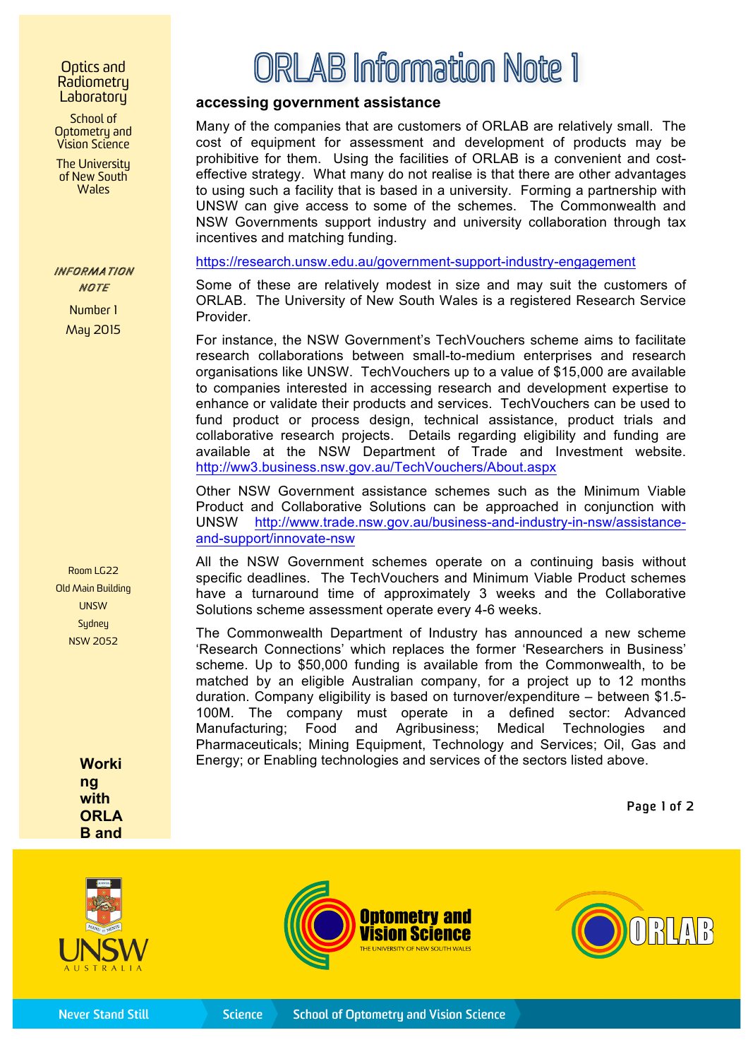# ORLAB Information Note 1

Optics and Radiometry Laboratory

School of Optometry and Vision Science

The University of New South Wales

*INFORMATION NOTE*

Number 1

May 2015

Room LG22
Old Main Building
UNSW
Sydney
NSW 2052

**Working with ORLAB and**

## accessing government assistance

Many of the companies that are customers of ORLAB are relatively small. The cost of equipment for assessment and development of products may be prohibitive for them. Using the facilities of ORLAB is a convenient and cost-effective strategy. What many do not realise is that there are other advantages to using such a facility that is based in a university. Forming a partnership with UNSW can give access to some of the schemes. The Commonwealth and NSW Governments support industry and university collaboration through tax incentives and matching funding.

https://research.unsw.edu.au/government-support-industry-engagement

Some of these are relatively modest in size and may suit the customers of ORLAB. The University of New South Wales is a registered Research Service Provider.

For instance, the NSW Government's TechVouchers scheme aims to facilitate research collaborations between small-to-medium enterprises and research organisations like UNSW. TechVouchers up to a value of $15,000 are available to companies interested in accessing research and development expertise to enhance or validate their products and services. TechVouchers can be used to fund product or process design, technical assistance, product trials and collaborative research projects. Details regarding eligibility and funding are available at the NSW Department of Trade and Investment website. http://ww3.business.nsw.gov.au/TechVouchers/About.aspx

Other NSW Government assistance schemes such as the Minimum Viable Product and Collaborative Solutions can be approached in conjunction with UNSW http://www.trade.nsw.gov.au/business-and-industry-in-nsw/assistance-and-support/innovate-nsw

All the NSW Government schemes operate on a continuing basis without specific deadlines. The TechVouchers and Minimum Viable Product schemes have a turnaround time of approximately 3 weeks and the Collaborative Solutions scheme assessment operate every 4-6 weeks.

The Commonwealth Department of Industry has announced a new scheme 'Research Connections' which replaces the former 'Researchers in Business' scheme. Up to $50,000 funding is available from the Commonwealth, to be matched by an eligible Australian company, for a project up to 12 months duration. Company eligibility is based on turnover/expenditure – between $1.5-100M. The company must operate in a defined sector: Advanced Manufacturing; Food and Agribusiness; Medical Technologies and Pharmaceuticals; Mining Equipment, Technology and Services; Oil, Gas and Energy; or Enabling technologies and services of the sectors listed above.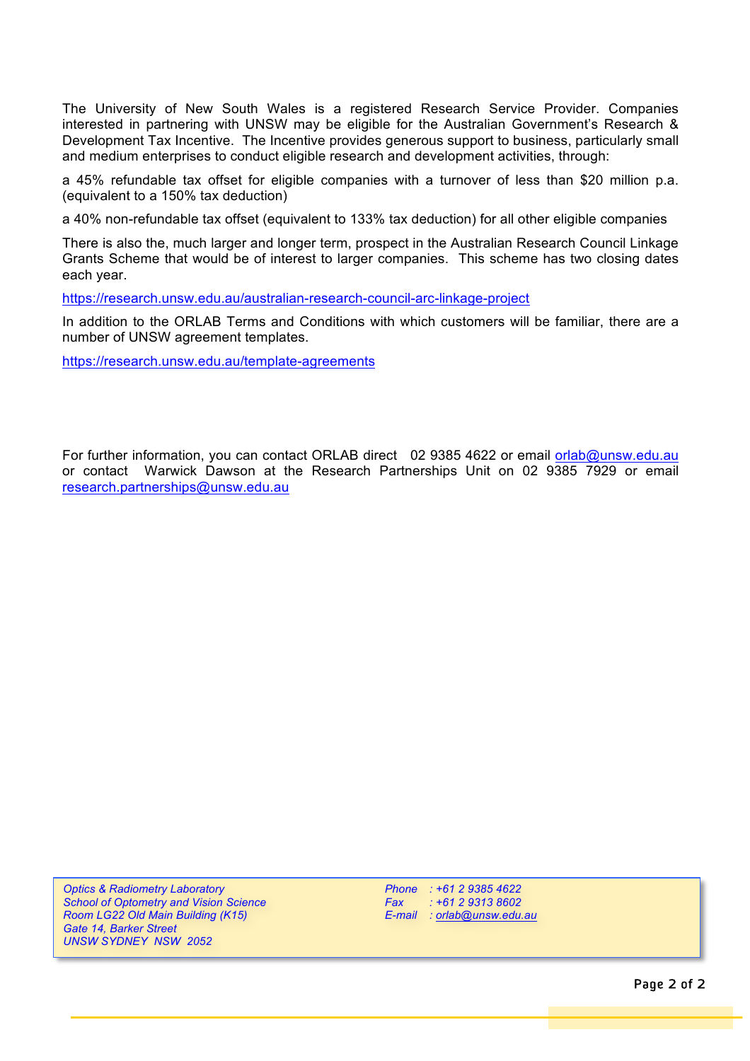The University of New South Wales is a registered Research Service Provider. Companies interested in partnering with UNSW may be eligible for the Australian Government's Research & Development Tax Incentive. The Incentive provides generous support to business, particularly small and medium enterprises to conduct eligible research and development activities, through:

a 45% refundable tax offset for eligible companies with a turnover of less than $20 million p.a. (equivalent to a 150% tax deduction)

a 40% non-refundable tax offset (equivalent to 133% tax deduction) for all other eligible companies

There is also the, much larger and longer term, prospect in the Australian Research Council Linkage Grants Scheme that would be of interest to larger companies. This scheme has two closing dates each year.

https://research.unsw.edu.au/australian-research-council-arc-linkage-project

In addition to the ORLAB Terms and Conditions with which customers will be familiar, there are a number of UNSW agreement templates.

https://research.unsw.edu.au/template-agreements

For further information, you can contact ORLAB direct 02 9385 4622 or email orlab@unsw.edu.au or contact Warwick Dawson at the Research Partnerships Unit on 02 9385 7929 or email research.partnerships@unsw.edu.au

*Optics & Radiometry Laboratory*
*School of Optometry and Vision Science*
*Room LG22 Old Main Building (K15)*
*Gate 14, Barker Street*
*UNSW SYDNEY NSW 2052*

*Phone : +61 2 9385 4622*
*Fax : +61 2 9313 8602*
*E-mail : orlab@unsw.edu.au*